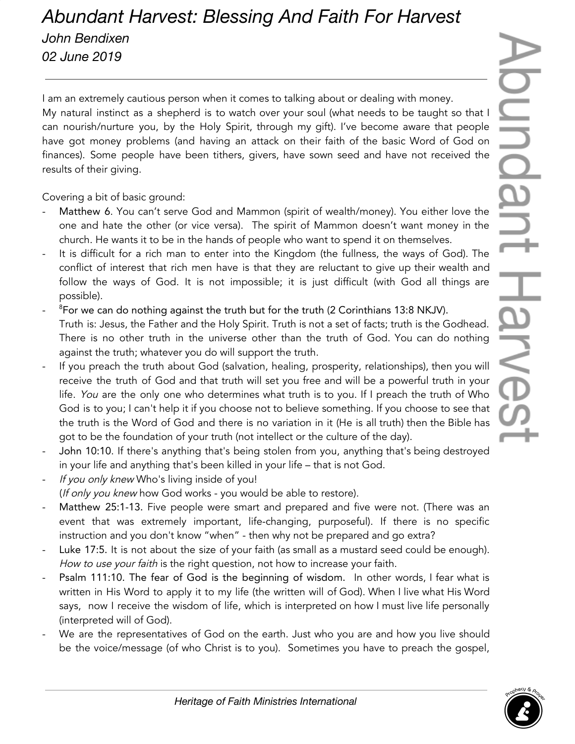# *Abundant Harvest: Blessing And Faith For Harvest*

*John Bendixen*

*02 June 2019*

---

I am an extremely cautious person when it comes to talking about or dealing with money.
My natural instinct as a shepherd is to watch over your soul (what needs to be taught so that I can nourish/nurture you, by the Holy Spirit, through my gift). I've become aware that people have got money problems (and having an attack on their faith of the basic Word of God on finances). Some people have been tithers, givers, have sown seed and have not received the results of their giving.

Covering a bit of basic ground:

- Matthew 6. You can't serve God and Mammon (spirit of wealth/money). You either love the one and hate the other (or vice versa). The spirit of Mammon doesn't want money in the church. He wants it to be in the hands of people who want to spend it on themselves.
- It is difficult for a rich man to enter into the Kingdom (the fullness, the ways of God). The conflict of interest that rich men have is that they are reluctant to give up their wealth and follow the ways of God. It is not impossible; it is just difficult (with God all things are possible).
- [8]For we can do nothing against the truth but for the truth (2 Corinthians 13:8 NKJV).
  Truth is: Jesus, the Father and the Holy Spirit. Truth is not a set of facts; truth is the Godhead. There is no other truth in the universe other than the truth of God. You can do nothing against the truth; whatever you do will support the truth.
- If you preach the truth about God (salvation, healing, prosperity, relationships), then you will receive the truth of God and that truth will set you free and will be a powerful truth in your life. *You* are the only one who determines what truth is to you. If I preach the truth of Who God is to you; I can't help it if you choose not to believe something. If you choose to see that the truth is the Word of God and there is no variation in it (He is all truth) then the Bible has got to be the foundation of your truth (not intellect or the culture of the day).
- John 10:10. If there's anything that's being stolen from you, anything that's being destroyed in your life and anything that's been killed in your life – that is not God.
- *If you only knew* Who's living inside of you!
  (*If only you knew* how God works - you would be able to restore).
- Matthew 25:1-13. Five people were smart and prepared and five were not. (There was an event that was extremely important, life-changing, purposeful). If there is no specific instruction and you don't know "when" - then why not be prepared and go extra?
- Luke 17:5. It is not about the size of your faith (as small as a mustard seed could be enough). *How to use your faith* is the right question, not how to increase your faith.
- Psalm 111:10. The fear of God is the beginning of wisdom. In other words, I fear what is written in His Word to apply it to my life (the written will of God). When I live what His Word says, now I receive the wisdom of life, which is interpreted on how I must live life personally (interpreted will of God).
- We are the representatives of God on the earth. Just who you are and how you live should be the voice/message (of who Christ is to you). Sometimes you have to preach the gospel,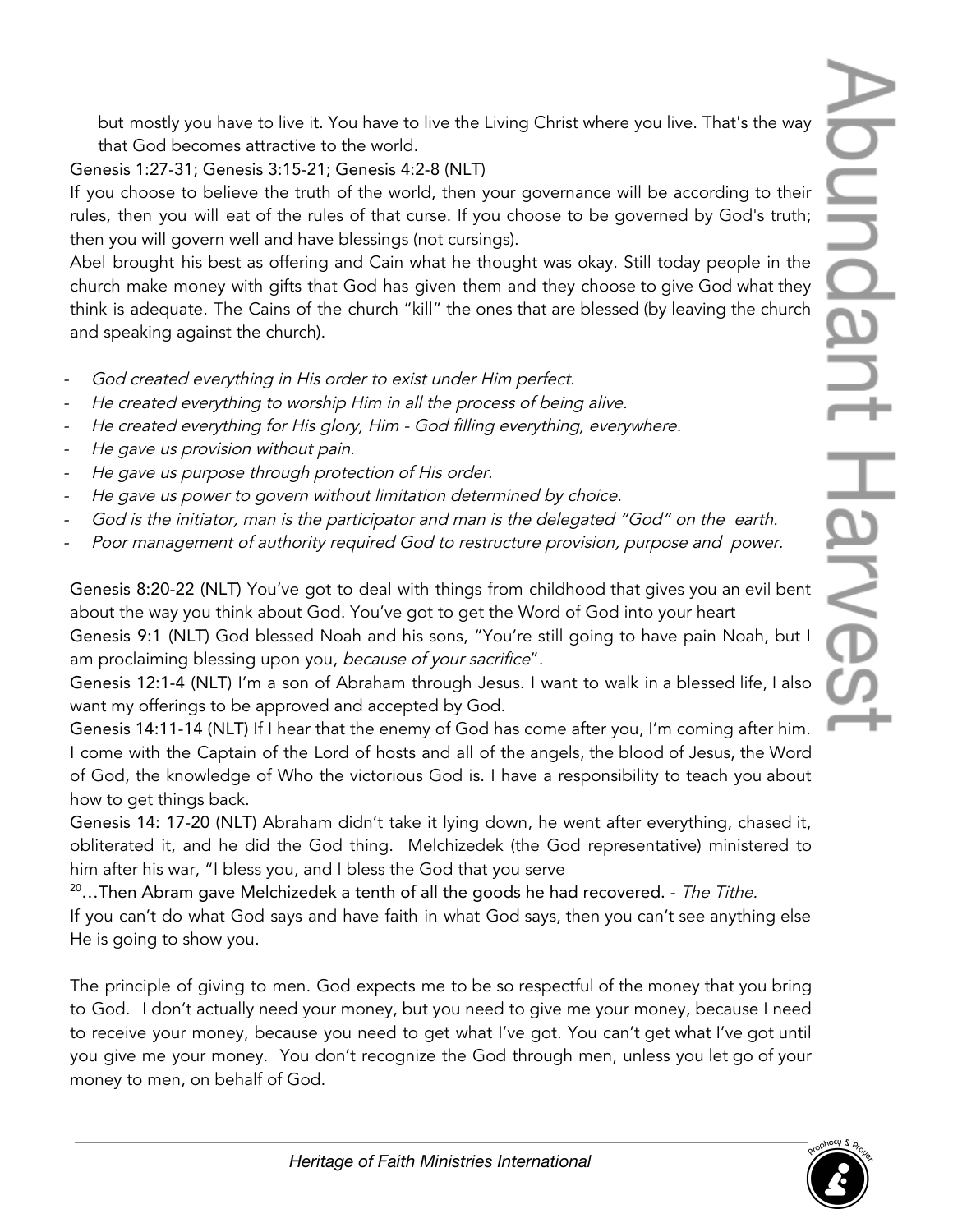but mostly you have to live it. You have to live the Living Christ where you live. That's the way that God becomes attractive to the world.

Genesis 1:27-31; Genesis 3:15-21; Genesis 4:2-8 (NLT)

If you choose to believe the truth of the world, then your governance will be according to their rules, then you will eat of the rules of that curse. If you choose to be governed by God's truth; then you will govern well and have blessings (not cursings).

Abel brought his best as offering and Cain what he thought was okay. Still today people in the church make money with gifts that God has given them and they choose to give God what they think is adequate. The Cains of the church "kill" the ones that are blessed (by leaving the church and speaking against the church).

- *God created everything in His order to exist under Him perfect.*
- *He created everything to worship Him in all the process of being alive.*
- *He created everything for His glory, Him - God filling everything, everywhere.*
- *He gave us provision without pain.*
- *He gave us purpose through protection of His order.*
- *He gave us power to govern without limitation determined by choice.*
- *God is the initiator, man is the participator and man is the delegated "God" on the earth.*
- *Poor management of authority required God to restructure provision, purpose and power.*

Genesis 8:20-22 (NLT) You've got to deal with things from childhood that gives you an evil bent about the way you think about God. You've got to get the Word of God into your heart

Genesis 9:1 (NLT) God blessed Noah and his sons, "You're still going to have pain Noah, but I am proclaiming blessing upon you, *because of your sacrifice*".

Genesis 12:1-4 (NLT) I'm a son of Abraham through Jesus. I want to walk in a blessed life, I also want my offerings to be approved and accepted by God.

Genesis 14:11-14 (NLT) If I hear that the enemy of God has come after you, I'm coming after him. I come with the Captain of the Lord of hosts and all of the angels, the blood of Jesus, the Word of God, the knowledge of Who the victorious God is. I have a responsibility to teach you about how to get things back.

Genesis 14: 17-20 (NLT) Abraham didn't take it lying down, he went after everything, chased it, obliterated it, and he did the God thing. Melchizedek (the God representative) ministered to him after his war, "I bless you, and I bless the God that you serve

[20]…Then Abram gave Melchizedek a tenth of all the goods he had recovered. - *The Tithe.*

If you can't do what God says and have faith in what God says, then you can't see anything else He is going to show you.

The principle of giving to men. God expects me to be so respectful of the money that you bring to God. I don't actually need your money, but you need to give me your money, because I need to receive your money, because you need to get what I've got. You can't get what I've got until you give me your money. You don't recognize the God through men, unless you let go of your money to men, on behalf of God.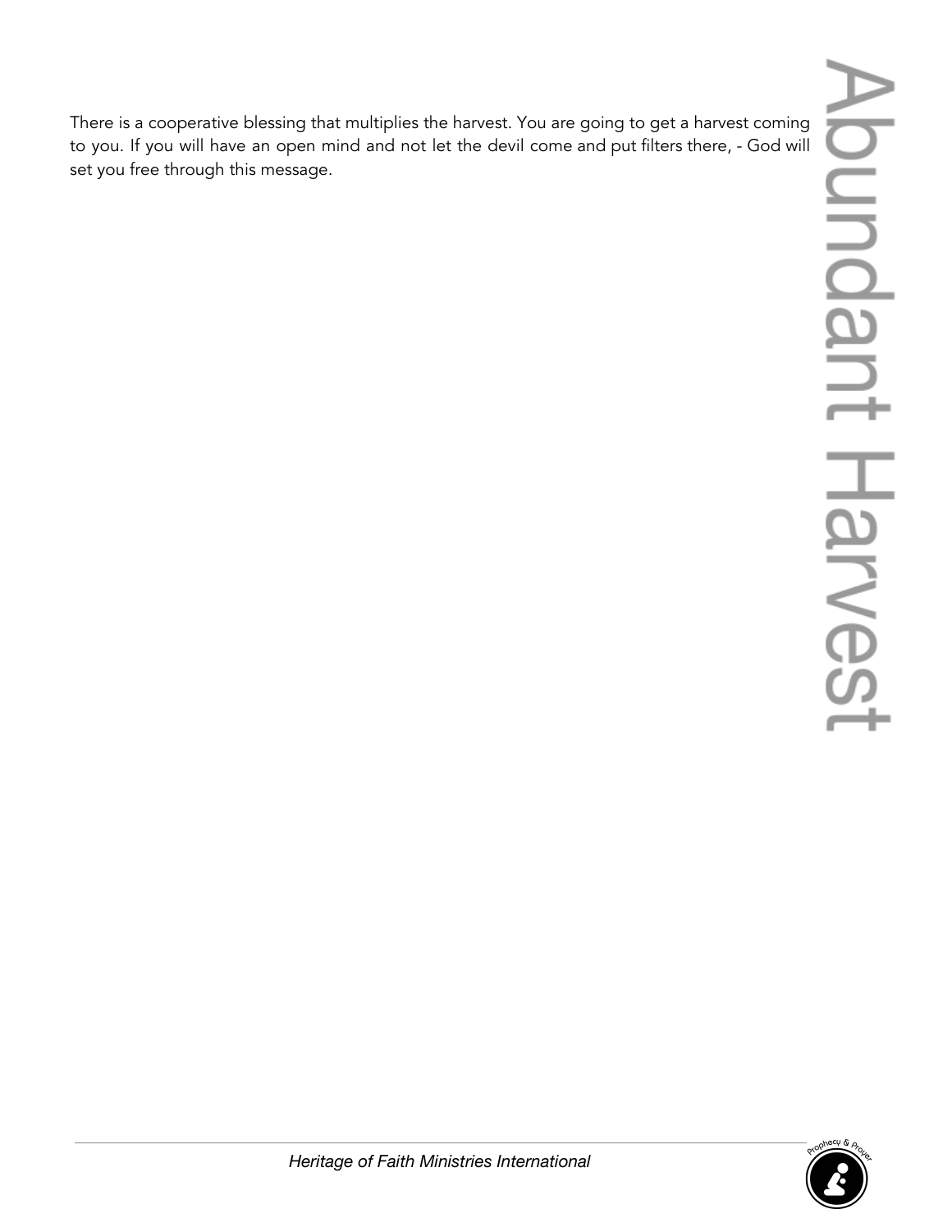There is a cooperative blessing that multiplies the harvest. You are going to get a harvest coming to you. If you will have an open mind and not let the devil come and put filters there, - God will set you free through this message.